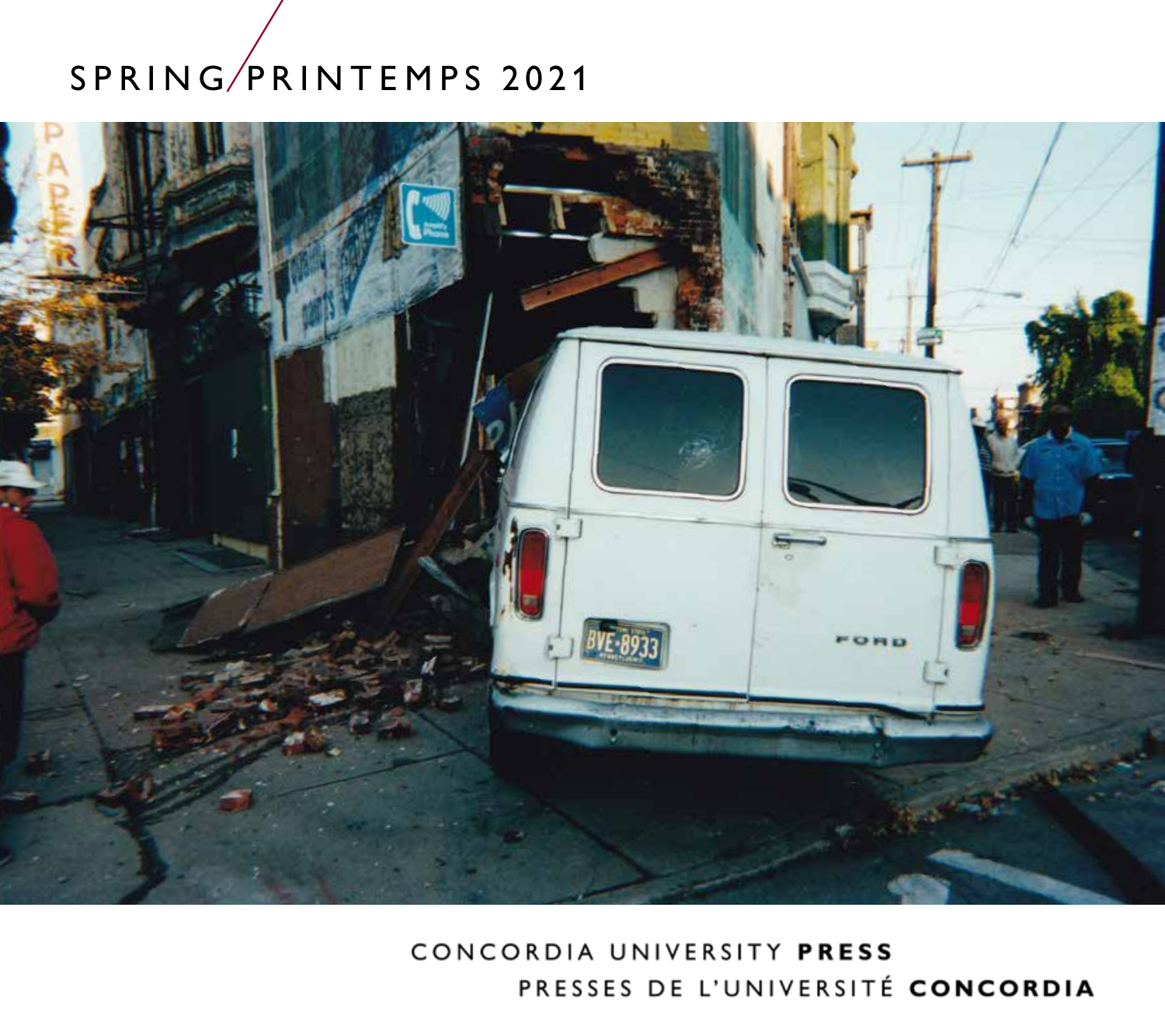# SPRING/PRINTEMPS 2021

CONCORDIA UNIVERSITY **PRESS**

PRESSES DE L'UNIVERSITÉ **CONCORDIA**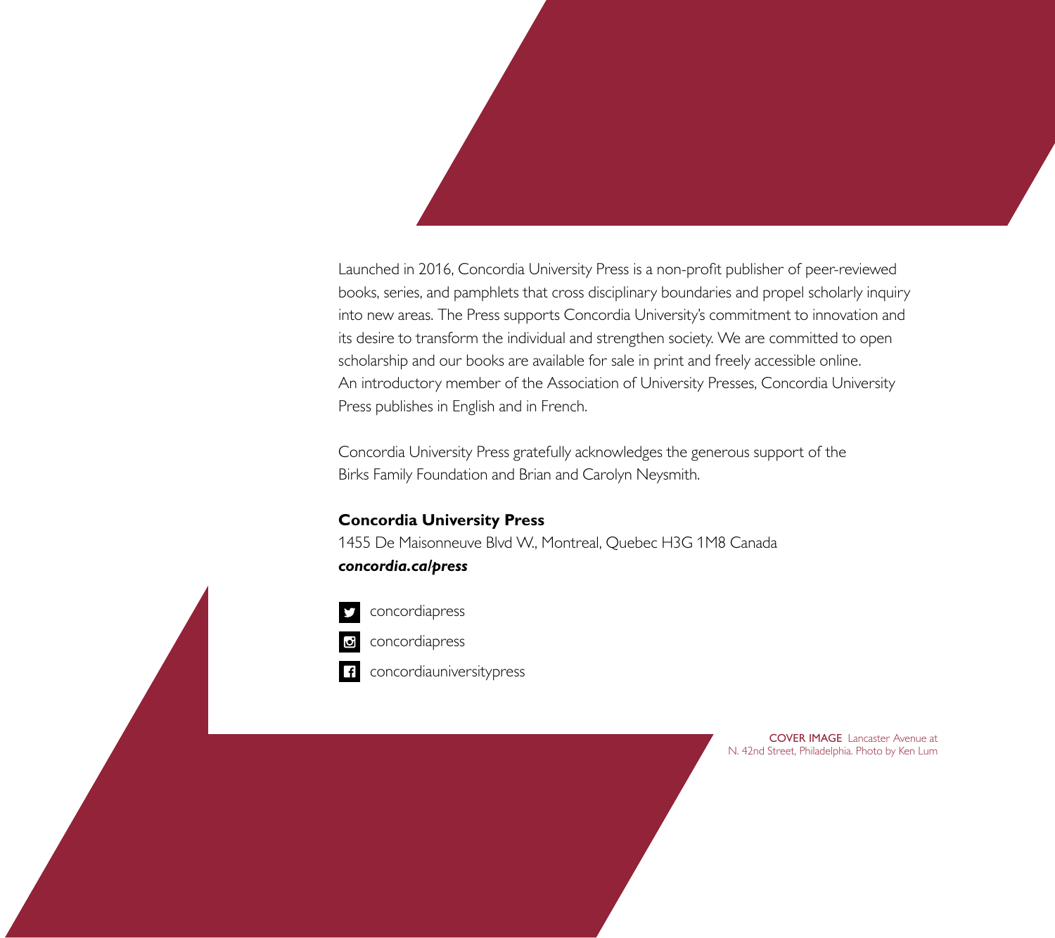Launched in 2016, Concordia University Press is a non-profit publisher of peer-reviewed books, series, and pamphlets that cross disciplinary boundaries and propel scholarly inquiry into new areas. The Press supports Concordia University's commitment to innovation and its desire to transform the individual and strengthen society. We are committed to open scholarship and our books are available for sale in print and freely accessible online. An introductory member of the Association of University Presses, Concordia University Press publishes in English and in French.

Concordia University Press gratefully acknowledges the generous support of the Birks Family Foundation and Brian and Carolyn Neysmith.

**Concordia University Press**
1455 De Maisonneuve Blvd W., Montreal, Quebec H3G 1M8 Canada
***concordia.ca/press***

concordiapress

concordiapress

concordiauniversitypress

COVER IMAGE Lancaster Avenue at N. 42nd Street, Philadelphia. Photo by Ken Lum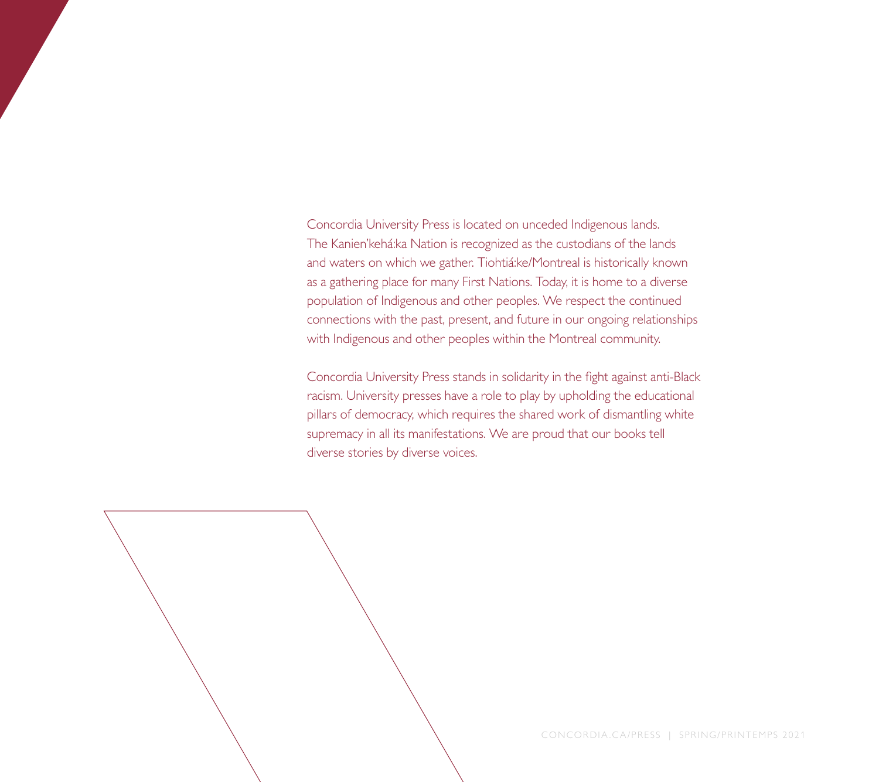Concordia University Press is located on unceded Indigenous lands. The Kanien'kehá:ka Nation is recognized as the custodians of the lands and waters on which we gather. Tiohtiá:ke/Montreal is historically known as a gathering place for many First Nations. Today, it is home to a diverse population of Indigenous and other peoples. We respect the continued connections with the past, present, and future in our ongoing relationships with Indigenous and other peoples within the Montreal community.

Concordia University Press stands in solidarity in the fight against anti-Black racism. University presses have a role to play by upholding the educational pillars of democracy, which requires the shared work of dismantling white supremacy in all its manifestations. We are proud that our books tell diverse stories by diverse voices.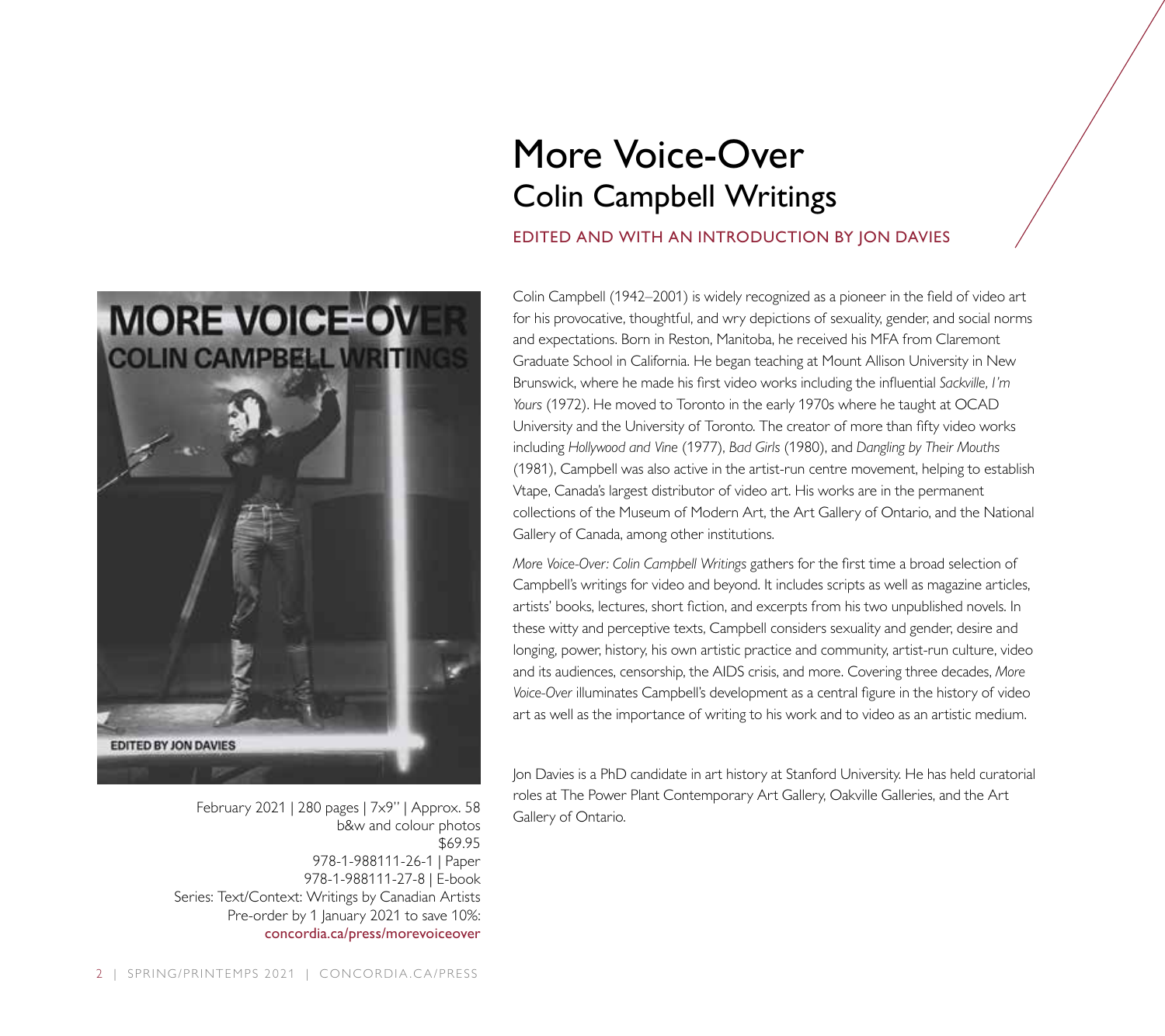# More Voice-Over
## Colin Campbell Writings

EDITED AND WITH AN INTRODUCTION BY JON DAVIES

Colin Campbell (1942–2001) is widely recognized as a pioneer in the field of video art for his provocative, thoughtful, and wry depictions of sexuality, gender, and social norms and expectations. Born in Reston, Manitoba, he received his MFA from Claremont Graduate School in California. He began teaching at Mount Allison University in New Brunswick, where he made his first video works including the influential *Sackville, I'm Yours* (1972). He moved to Toronto in the early 1970s where he taught at OCAD University and the University of Toronto. The creator of more than fifty video works including *Hollywood and Vine* (1977), *Bad Girls* (1980), and *Dangling by Their Mouths* (1981), Campbell was also active in the artist-run centre movement, helping to establish Vtape, Canada's largest distributor of video art. His works are in the permanent collections of the Museum of Modern Art, the Art Gallery of Ontario, and the National Gallery of Canada, among other institutions.

*More Voice-Over: Colin Campbell Writings* gathers for the first time a broad selection of Campbell's writings for video and beyond. It includes scripts as well as magazine articles, artists' books, lectures, short fiction, and excerpts from his two unpublished novels. In these witty and perceptive texts, Campbell considers sexuality and gender, desire and longing, power, history, his own artistic practice and community, artist-run culture, video and its audiences, censorship, the AIDS crisis, and more. Covering three decades, *More Voice-Over* illuminates Campbell's development as a central figure in the history of video art as well as the importance of writing to his work and to video as an artistic medium.

Jon Davies is a PhD candidate in art history at Stanford University. He has held curatorial roles at The Power Plant Contemporary Art Gallery, Oakville Galleries, and the Art Gallery of Ontario.

MORE VOICE-OVER
COLIN CAMPBELL WRITINGS
EDITED BY JON DAVIES

February 2021 | 280 pages | 7x9" | Approx. 58 b&w and colour photos
$69.95
978-1-988111-26-1 | Paper
978-1-988111-27-8 | E-book
Series: Text/Context: Writings by Canadian Artists
Pre-order by 1 January 2021 to save 10%:
concordia.ca/press/morevoiceover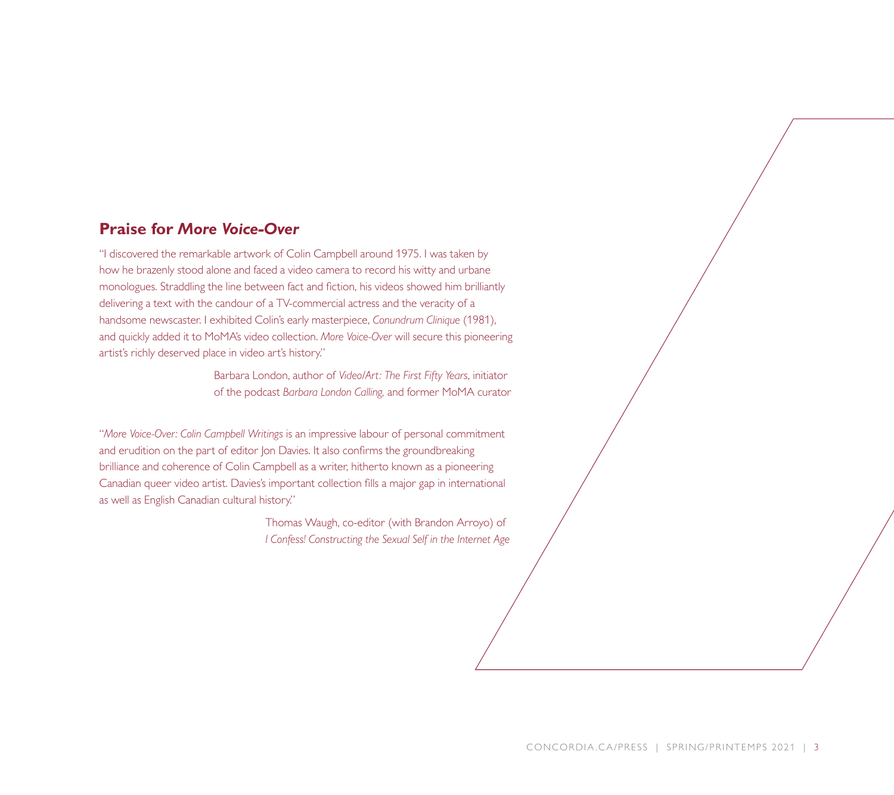## Praise for *More Voice-Over*

"I discovered the remarkable artwork of Colin Campbell around 1975. I was taken by how he brazenly stood alone and faced a video camera to record his witty and urbane monologues. Straddling the line between fact and fiction, his videos showed him brilliantly delivering a text with the candour of a TV-commercial actress and the veracity of a handsome newscaster. I exhibited Colin's early masterpiece, *Conundrum Clinique* (1981), and quickly added it to MoMA's video collection. *More Voice-Over* will secure this pioneering artist's richly deserved place in video art's history."

Barbara London, author of *Video/Art: The First Fifty Years*, initiator of the podcast *Barbara London Calling,* and former MoMA curator

"*More Voice-Over: Colin Campbell Writings* is an impressive labour of personal commitment and erudition on the part of editor Jon Davies. It also confirms the groundbreaking brilliance and coherence of Colin Campbell as a writer, hitherto known as a pioneering Canadian queer video artist. Davies's important collection fills a major gap in international as well as English Canadian cultural history."

Thomas Waugh, co-editor (with Brandon Arroyo) of *I Confess! Constructing the Sexual Self in the Internet Age*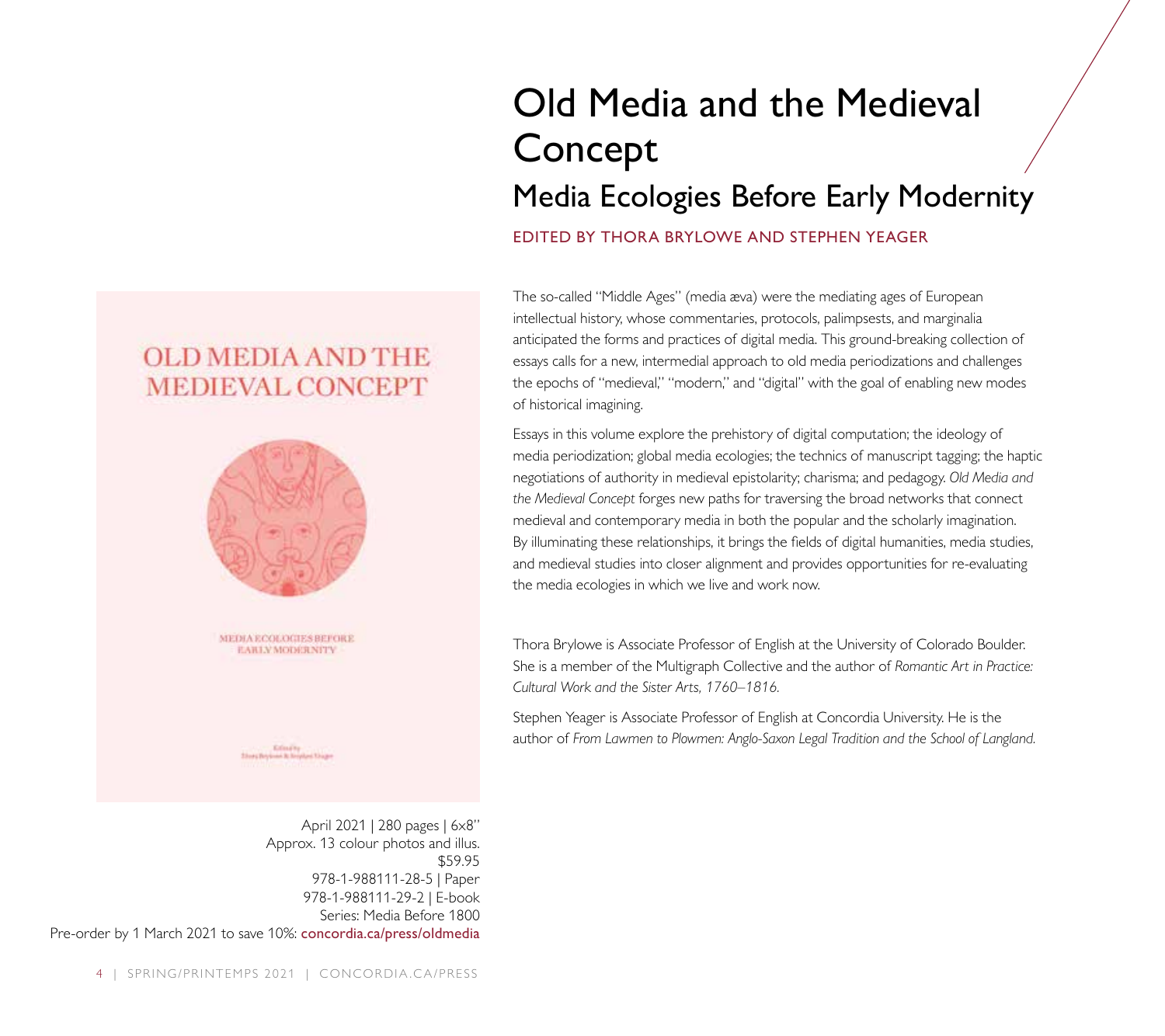# Old Media and the Medieval Concept

## Media Ecologies Before Early Modernity

EDITED BY THORA BRYLOWE AND STEPHEN YEAGER

The so-called "Middle Ages" (media æva) were the mediating ages of European intellectual history, whose commentaries, protocols, palimpsests, and marginalia anticipated the forms and practices of digital media. This ground-breaking collection of essays calls for a new, intermedial approach to old media periodizations and challenges the epochs of "medieval," "modern," and "digital" with the goal of enabling new modes of historical imagining.

Essays in this volume explore the prehistory of digital computation; the ideology of media periodization; global media ecologies; the technics of manuscript tagging; the haptic negotiations of authority in medieval epistolarity; charisma; and pedagogy. *Old Media and the Medieval Concept* forges new paths for traversing the broad networks that connect medieval and contemporary media in both the popular and the scholarly imagination. By illuminating these relationships, it brings the fields of digital humanities, media studies, and medieval studies into closer alignment and provides opportunities for re-evaluating the media ecologies in which we live and work now.

Thora Brylowe is Associate Professor of English at the University of Colorado Boulder. She is a member of the Multigraph Collective and the author of *Romantic Art in Practice: Cultural Work and the Sister Arts, 1760–1816.*

Stephen Yeager is Associate Professor of English at Concordia University. He is the author of *From Lawmen to Plowmen: Anglo-Saxon Legal Tradition and the School of Langland.*

April 2021 | 280 pages | 6x8"
Approx. 13 colour photos and illus.
$59.95
978-1-988111-28-5 | Paper
978-1-988111-29-2 | E-book
Series: Media Before 1800
Pre-order by 1 March 2021 to save 10%: **concordia.ca/press/oldmedia**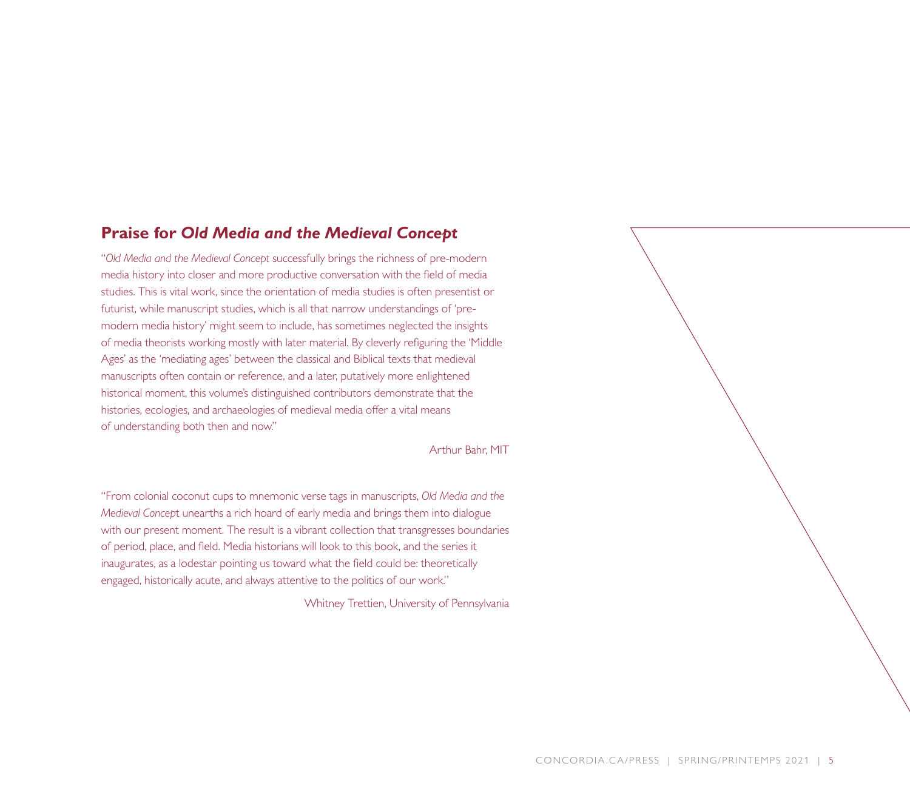## Praise for *Old Media and the Medieval Concept*

"*Old Media and the Medieval Concept* successfully brings the richness of pre-modern media history into closer and more productive conversation with the field of media studies. This is vital work, since the orientation of media studies is often presentist or futurist, while manuscript studies, which is all that narrow understandings of 'pre-modern media history' might seem to include, has sometimes neglected the insights of media theorists working mostly with later material. By cleverly refiguring the 'Middle Ages' as the 'mediating ages' between the classical and Biblical texts that medieval manuscripts often contain or reference, and a later, putatively more enlightened historical moment, this volume's distinguished contributors demonstrate that the histories, ecologies, and archaeologies of medieval media offer a vital means of understanding both then and now."

Arthur Bahr, MIT

"From colonial coconut cups to mnemonic verse tags in manuscripts, *Old Media and the Medieval Concept* unearths a rich hoard of early media and brings them into dialogue with our present moment. The result is a vibrant collection that transgresses boundaries of period, place, and field. Media historians will look to this book, and the series it inaugurates, as a lodestar pointing us toward what the field could be: theoretically engaged, historically acute, and always attentive to the politics of our work."

Whitney Trettien, University of Pennsylvania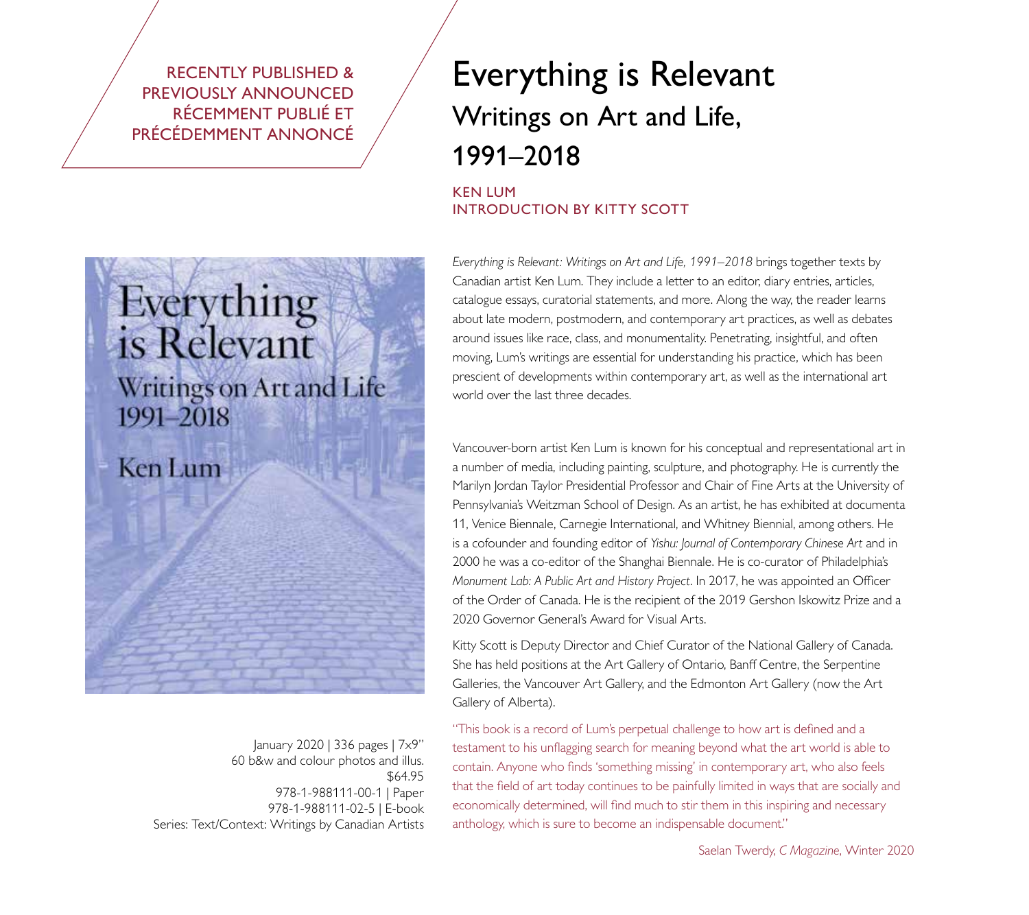RECENTLY PUBLISHED &
PREVIOUSLY ANNOUNCED
RÉCEMMENT PUBLIÉ ET
PRÉCÉDEMMENT ANNONCÉ

# Everything is Relevant

## Writings on Art and Life, 1991–2018

KEN LUM
INTRODUCTION BY KITTY SCOTT

January 2020 | 336 pages | 7x9"
60 b&w and colour photos and illus.
$64.95
978-1-988111-00-1 | Paper
978-1-988111-02-5 | E-book
Series: Text/Context: Writings by Canadian Artists

*Everything is Relevant: Writings on Art and Life, 1991–2018* brings together texts by Canadian artist Ken Lum. They include a letter to an editor, diary entries, articles, catalogue essays, curatorial statements, and more. Along the way, the reader learns about late modern, postmodern, and contemporary art practices, as well as debates around issues like race, class, and monumentality. Penetrating, insightful, and often moving, Lum's writings are essential for understanding his practice, which has been prescient of developments within contemporary art, as well as the international art world over the last three decades.

Vancouver-born artist Ken Lum is known for his conceptual and representational art in a number of media, including painting, sculpture, and photography. He is currently the Marilyn Jordan Taylor Presidential Professor and Chair of Fine Arts at the University of Pennsylvania's Weitzman School of Design. As an artist, he has exhibited at documenta 11, Venice Biennale, Carnegie International, and Whitney Biennial, among others. He is a cofounder and founding editor of *Yishu: Journal of Contemporary Chinese Art* and in 2000 he was a co-editor of the Shanghai Biennale. He is co-curator of Philadelphia's *Monument Lab: A Public Art and History Project*. In 2017, he was appointed an Officer of the Order of Canada. He is the recipient of the 2019 Gershon Iskowitz Prize and a 2020 Governor General's Award for Visual Arts.

Kitty Scott is Deputy Director and Chief Curator of the National Gallery of Canada. She has held positions at the Art Gallery of Ontario, Banff Centre, the Serpentine Galleries, the Vancouver Art Gallery, and the Edmonton Art Gallery (now the Art Gallery of Alberta).

"This book is a record of Lum's perpetual challenge to how art is defined and a testament to his unflagging search for meaning beyond what the art world is able to contain. Anyone who finds 'something missing' in contemporary art, who also feels that the field of art today continues to be painfully limited in ways that are socially and economically determined, will find much to stir them in this inspiring and necessary anthology, which is sure to become an indispensable document."

Saelan Twerdy, *C Magazine*, Winter 2020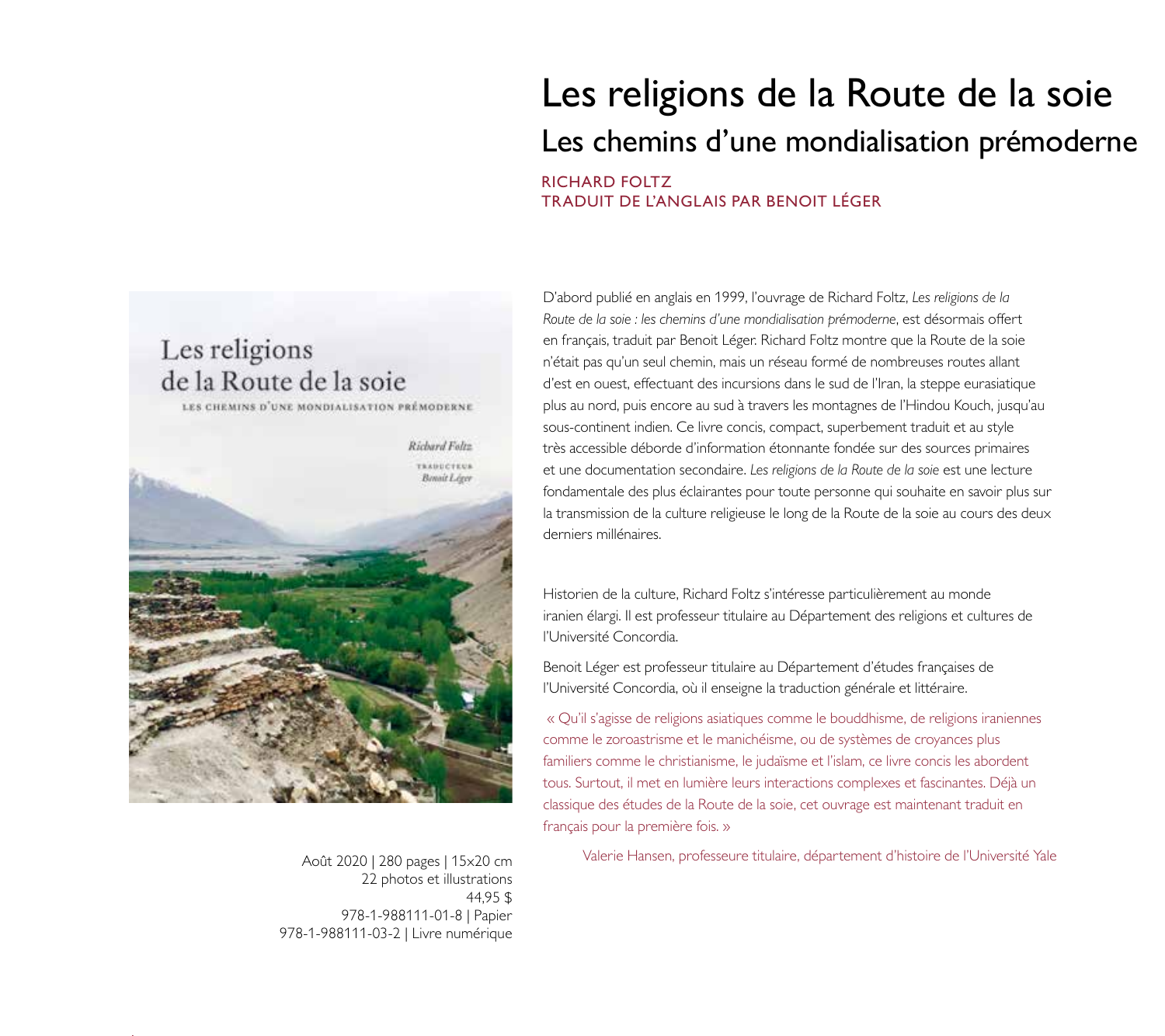# Les religions de la Route de la soie

## Les chemins d'une mondialisation prémoderne

RICHARD FOLTZ
TRADUIT DE L'ANGLAIS PAR BENOIT LÉGER

D'abord publié en anglais en 1999, l'ouvrage de Richard Foltz, *Les religions de la Route de la soie : les chemins d'une mondialisation prémoderne*, est désormais offert en français, traduit par Benoit Léger. Richard Foltz montre que la Route de la soie n'était pas qu'un seul chemin, mais un réseau formé de nombreuses routes allant d'est en ouest, effectuant des incursions dans le sud de l'Iran, la steppe eurasiatique plus au nord, puis encore au sud à travers les montagnes de l'Hindou Kouch, jusqu'au sous-continent indien. Ce livre concis, compact, superbement traduit et au style très accessible déborde d'information étonnante fondée sur des sources primaires et une documentation secondaire. *Les religions de la Route de la soie* est une lecture fondamentale des plus éclairantes pour toute personne qui souhaite en savoir plus sur la transmission de la culture religieuse le long de la Route de la soie au cours des deux derniers millénaires.

Historien de la culture, Richard Foltz s'intéresse particulièrement au monde iranien élargi. Il est professeur titulaire au Département des religions et cultures de l'Université Concordia.

Benoit Léger est professeur titulaire au Département d'études françaises de l'Université Concordia, où il enseigne la traduction générale et littéraire.

« Qu'il s'agisse de religions asiatiques comme le bouddhisme, de religions iraniennes comme le zoroastrisme et le manichéisme, ou de systèmes de croyances plus familiers comme le christianisme, le judaïsme et l'islam, ce livre concis les abordent tous. Surtout, il met en lumière leurs interactions complexes et fascinantes. Déjà un classique des études de la Route de la soie, cet ouvrage est maintenant traduit en français pour la première fois. »

Valerie Hansen, professeure titulaire, département d'histoire de l'Université Yale

Août 2020 | 280 pages | 15×20 cm
22 photos et illustrations
44,95 $
978-1-988111-01-8 | Papier
978-1-988111-03-2 | Livre numérique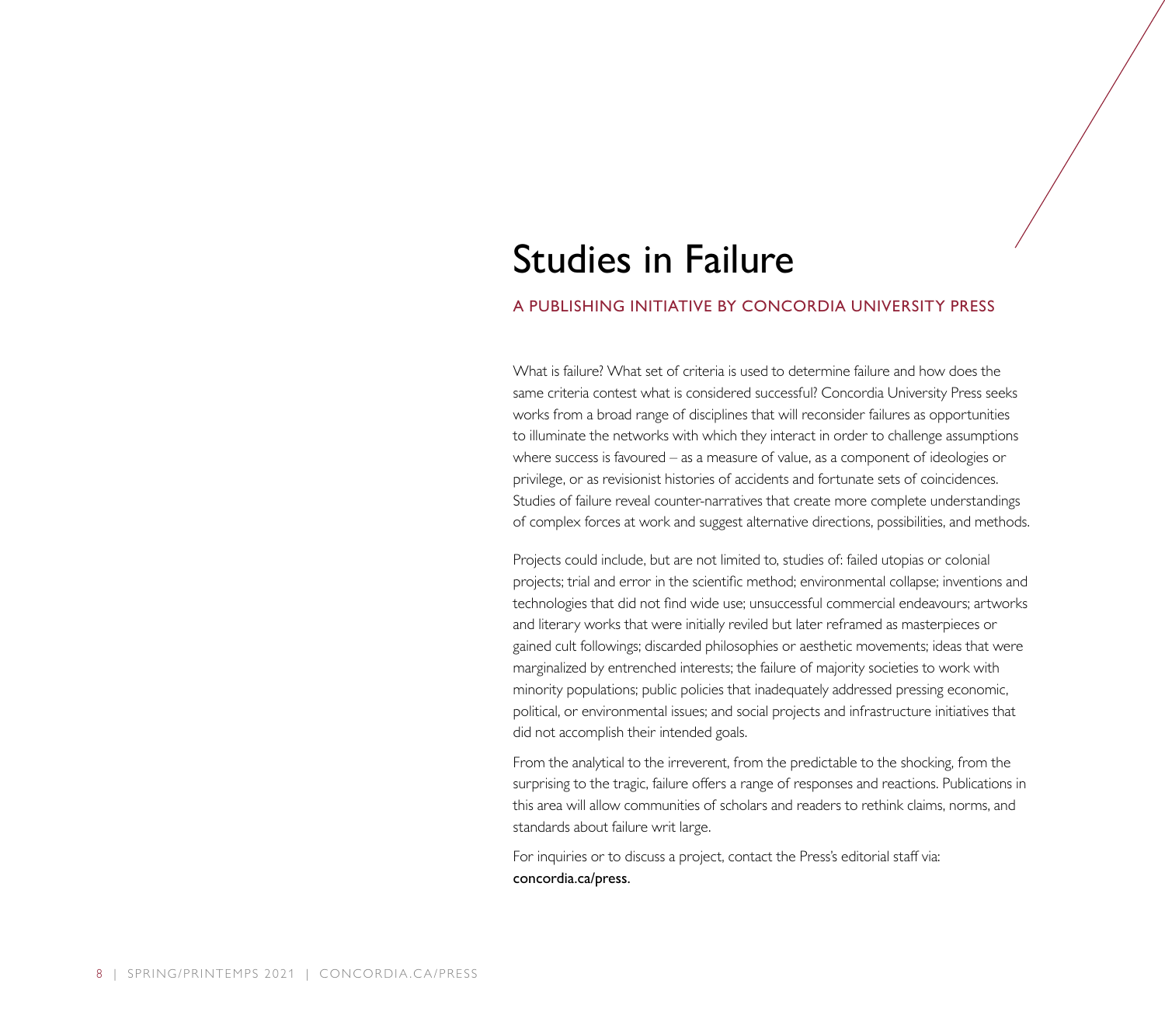# Studies in Failure

## A PUBLISHING INITIATIVE BY CONCORDIA UNIVERSITY PRESS

What is failure? What set of criteria is used to determine failure and how does the same criteria contest what is considered successful? Concordia University Press seeks works from a broad range of disciplines that will reconsider failures as opportunities to illuminate the networks with which they interact in order to challenge assumptions where success is favoured – as a measure of value, as a component of ideologies or privilege, or as revisionist histories of accidents and fortunate sets of coincidences. Studies of failure reveal counter-narratives that create more complete understandings of complex forces at work and suggest alternative directions, possibilities, and methods.

Projects could include, but are not limited to, studies of: failed utopias or colonial projects; trial and error in the scientific method; environmental collapse; inventions and technologies that did not find wide use; unsuccessful commercial endeavours; artworks and literary works that were initially reviled but later reframed as masterpieces or gained cult followings; discarded philosophies or aesthetic movements; ideas that were marginalized by entrenched interests; the failure of majority societies to work with minority populations; public policies that inadequately addressed pressing economic, political, or environmental issues; and social projects and infrastructure initiatives that did not accomplish their intended goals.

From the analytical to the irreverent, from the predictable to the shocking, from the surprising to the tragic, failure offers a range of responses and reactions. Publications in this area will allow communities of scholars and readers to rethink claims, norms, and standards about failure writ large.

For inquiries or to discuss a project, contact the Press's editorial staff via: **concordia.ca/press**.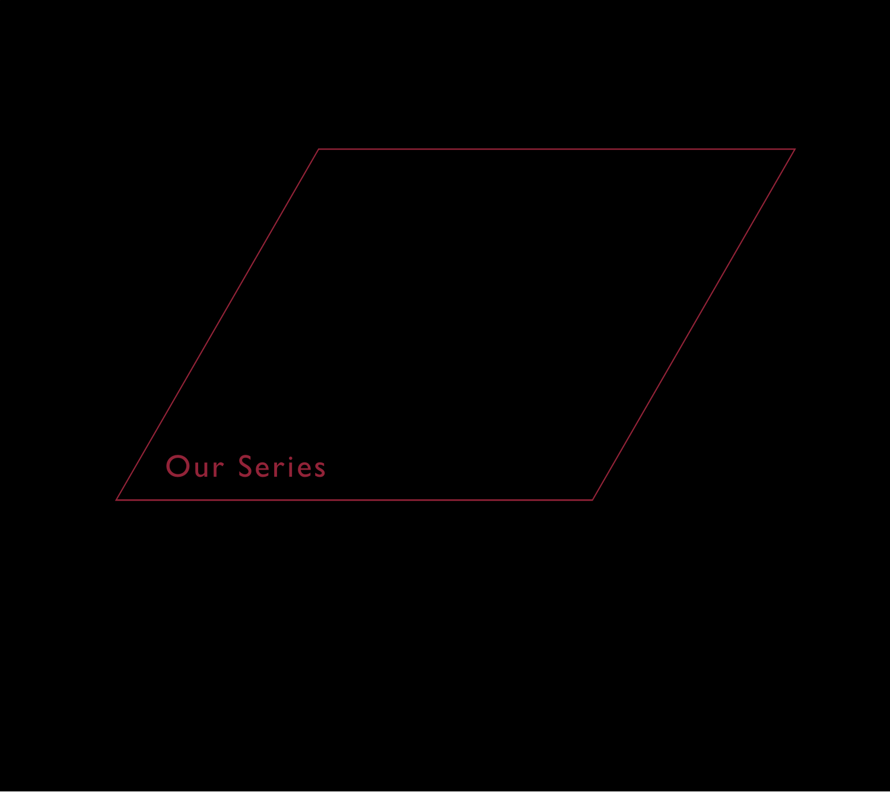# Our Series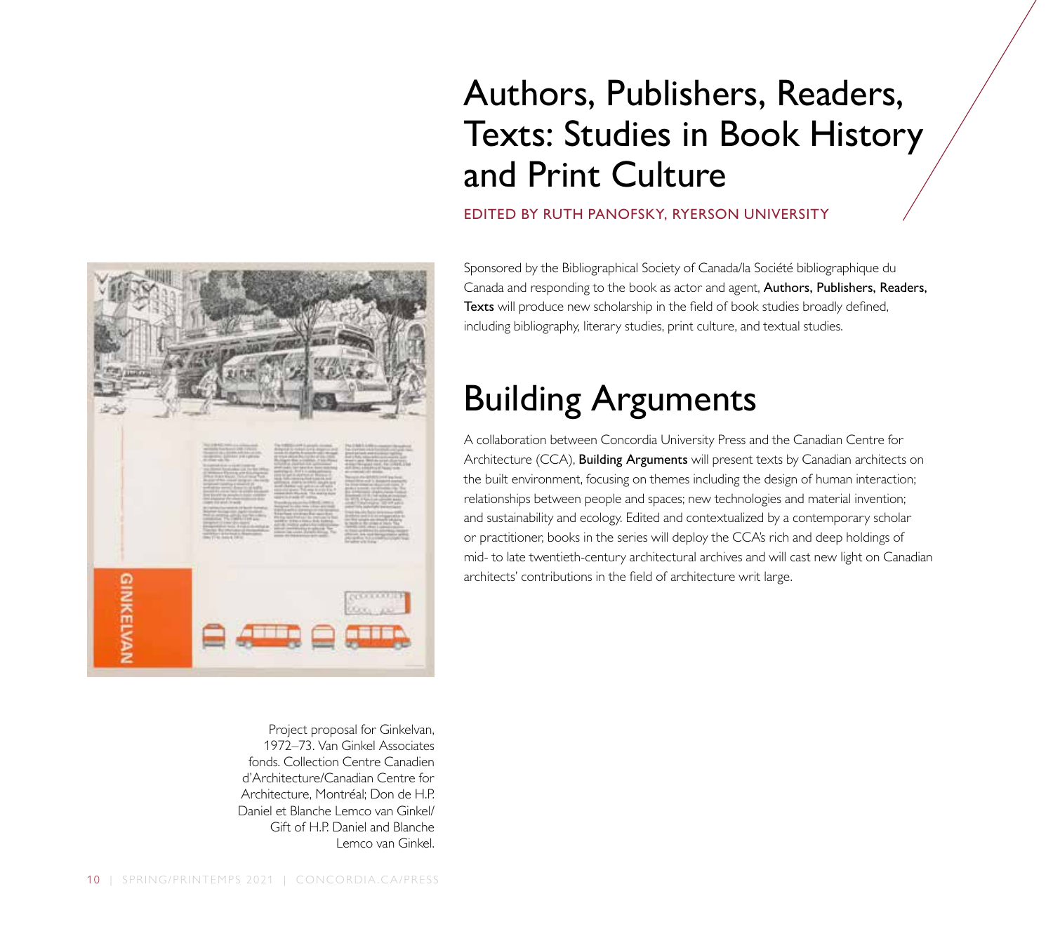# Authors, Publishers, Readers, Texts: Studies in Book History and Print Culture

EDITED BY RUTH PANOFSKY, RYERSON UNIVERSITY

Sponsored by the Bibliographical Society of Canada/la Société bibliographique du Canada and responding to the book as actor and agent, **Authors, Publishers, Readers, Texts** will produce new scholarship in the field of book studies broadly defined, including bibliography, literary studies, print culture, and textual studies.

# Building Arguments

A collaboration between Concordia University Press and the Canadian Centre for Architecture (CCA), **Building Arguments** will present texts by Canadian architects on the built environment, focusing on themes including the design of human interaction; relationships between people and spaces; new technologies and material invention; and sustainability and ecology. Edited and contextualized by a contemporary scholar or practitioner, books in the series will deploy the CCA's rich and deep holdings of mid- to late twentieth-century architectural archives and will cast new light on Canadian architects' contributions in the field of architecture writ large.

Project proposal for Ginkelvan, 1972–73. Van Ginkel Associates fonds. Collection Centre Canadien d'Architecture/Canadian Centre for Architecture, Montréal; Don de H.P. Daniel et Blanche Lemco van Ginkel/Gift of H.P. Daniel and Blanche Lemco van Ginkel.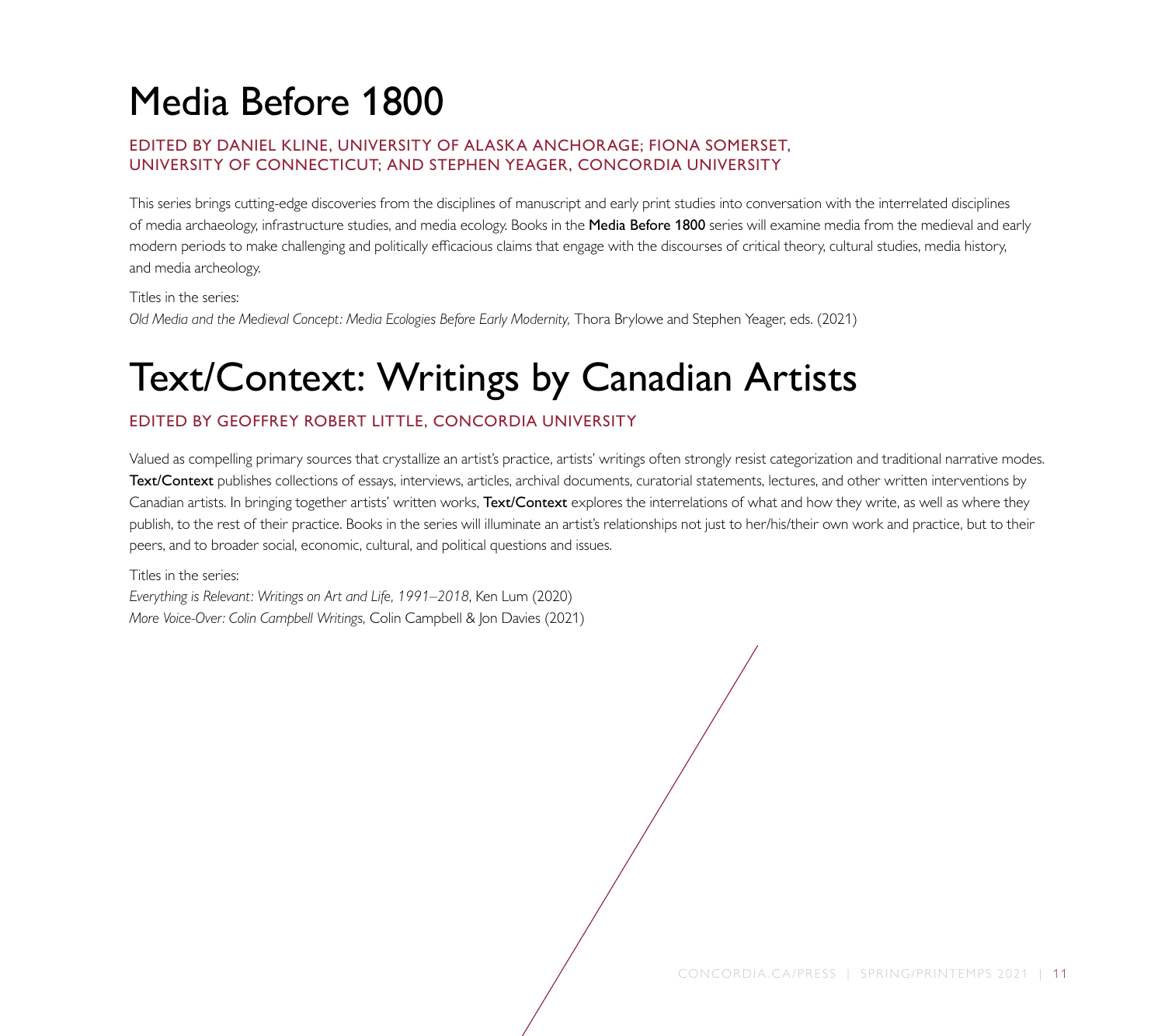# Media Before 1800

EDITED BY DANIEL KLINE, UNIVERSITY OF ALASKA ANCHORAGE; FIONA SOMERSET, UNIVERSITY OF CONNECTICUT; AND STEPHEN YEAGER, CONCORDIA UNIVERSITY

This series brings cutting-edge discoveries from the disciplines of manuscript and early print studies into conversation with the interrelated disciplines of media archaeology, infrastructure studies, and media ecology. Books in the **Media Before 1800** series will examine media from the medieval and early modern periods to make challenging and politically efficacious claims that engage with the discourses of critical theory, cultural studies, media history, and media archeology.

Titles in the series:
*Old Media and the Medieval Concept: Media Ecologies Before Early Modernity,* Thora Brylowe and Stephen Yeager, eds. (2021)

# Text/Context: Writings by Canadian Artists

EDITED BY GEOFFREY ROBERT LITTLE, CONCORDIA UNIVERSITY

Valued as compelling primary sources that crystallize an artist's practice, artists' writings often strongly resist categorization and traditional narrative modes. **Text/Context** publishes collections of essays, interviews, articles, archival documents, curatorial statements, lectures, and other written interventions by Canadian artists. In bringing together artists' written works, **Text/Context** explores the interrelations of what and how they write, as well as where they publish, to the rest of their practice. Books in the series will illuminate an artist's relationships not just to her/his/their own work and practice, but to their peers, and to broader social, economic, cultural, and political questions and issues.

Titles in the series:
*Everything is Relevant: Writings on Art and Life, 1991–2018*, Ken Lum (2020)
*More Voice-Over: Colin Campbell Writings,* Colin Campbell & Jon Davies (2021)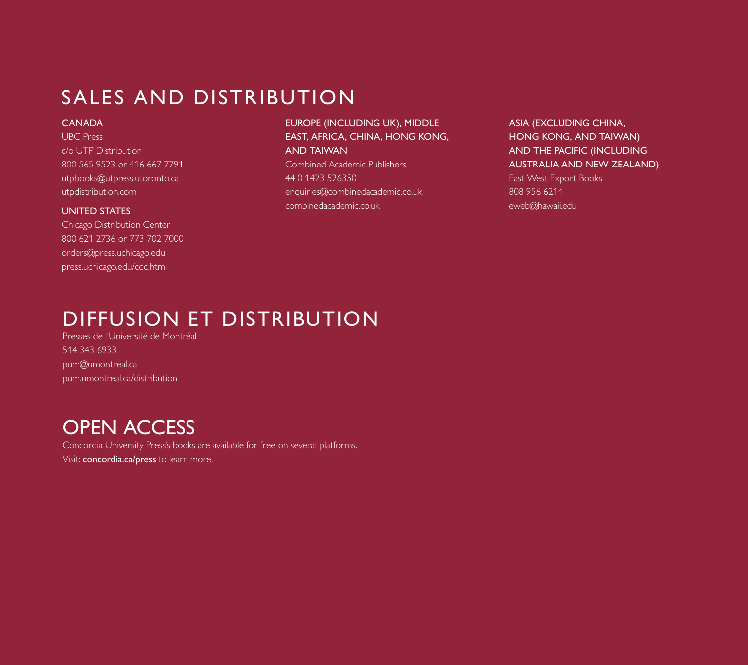# SALES AND DISTRIBUTION

### CANADA

UBC Press
c/o UTP Distribution
800 565 9523 or 416 667 7791
utpbooks@utpress.utoronto.ca
utpdistribution.com

### UNITED STATES

Chicago Distribution Center
800 621 2736 or 773 702 7000
orders@press.uchicago.edu
press.uchicago.edu/cdc.html

### EUROPE (INCLUDING UK), MIDDLE EAST, AFRICA, CHINA, HONG KONG, AND TAIWAN

Combined Academic Publishers
44 0 1423 526350
enquiries@combinedacademic.co.uk
combinedacademic.co.uk

### ASIA (EXCLUDING CHINA, HONG KONG, AND TAIWAN) AND THE PACIFIC (INCLUDING AUSTRALIA AND NEW ZEALAND)

East West Export Books
808 956 6214
eweb@hawaii.edu

# DIFFUSION ET DISTRIBUTION

Presses de l'Université de Montréal
514 343 6933
pum@umontreal.ca
pum.umontreal.ca/distribution

# OPEN ACCESS

Concordia University Press's books are available for free on several platforms.
Visit: **concordia.ca/press** to learn more.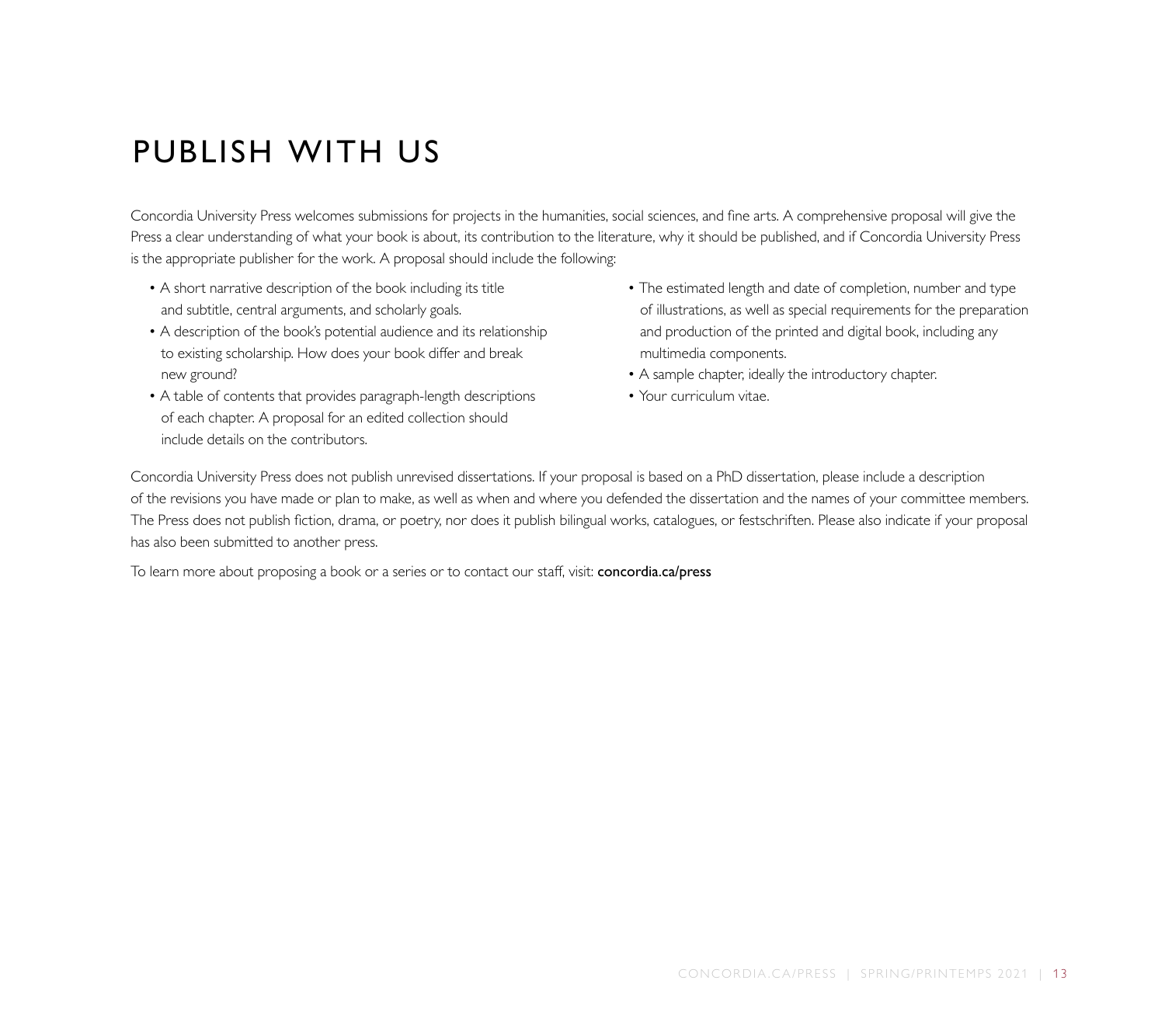# PUBLISH WITH US

Concordia University Press welcomes submissions for projects in the humanities, social sciences, and fine arts. A comprehensive proposal will give the Press a clear understanding of what your book is about, its contribution to the literature, why it should be published, and if Concordia University Press is the appropriate publisher for the work. A proposal should include the following:

- A short narrative description of the book including its title and subtitle, central arguments, and scholarly goals.
- A description of the book's potential audience and its relationship to existing scholarship. How does your book differ and break new ground?
- A table of contents that provides paragraph-length descriptions of each chapter. A proposal for an edited collection should include details on the contributors.
- The estimated length and date of completion, number and type of illustrations, as well as special requirements for the preparation and production of the printed and digital book, including any multimedia components.
- A sample chapter, ideally the introductory chapter.
- Your curriculum vitae.

Concordia University Press does not publish unrevised dissertations. If your proposal is based on a PhD dissertation, please include a description of the revisions you have made or plan to make, as well as when and where you defended the dissertation and the names of your committee members. The Press does not publish fiction, drama, or poetry, nor does it publish bilingual works, catalogues, or festschriften. Please also indicate if your proposal has also been submitted to another press.

To learn more about proposing a book or a series or to contact our staff, visit: **concordia.ca/press**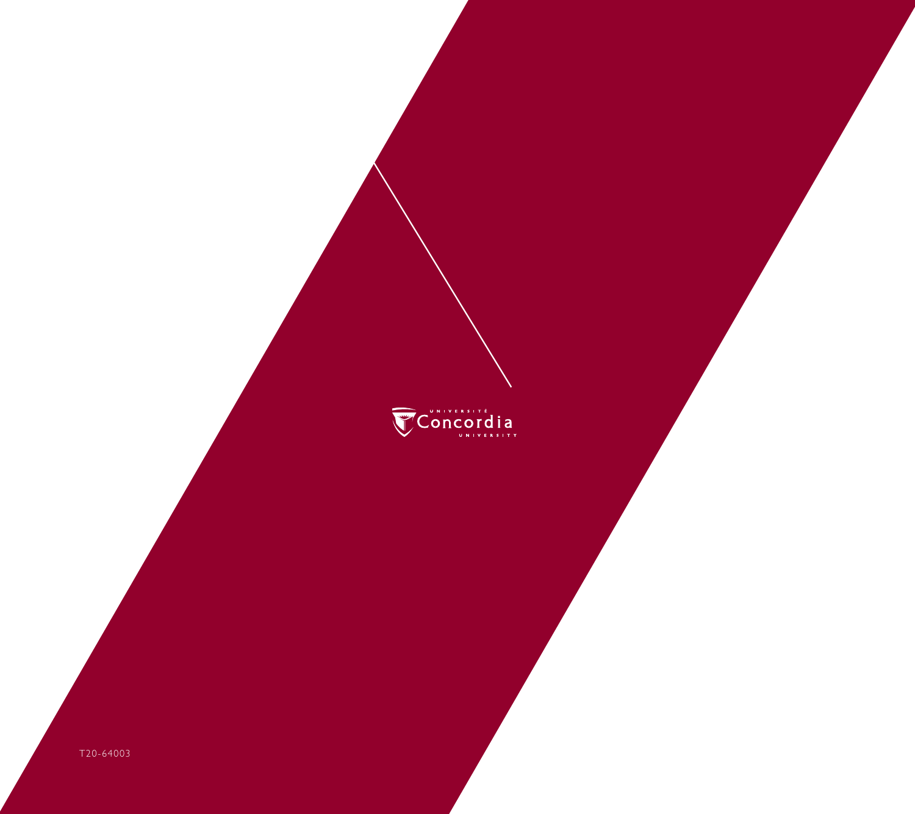UNIVERSITÉ
Concordia
UNIVERSITY

T20-64003